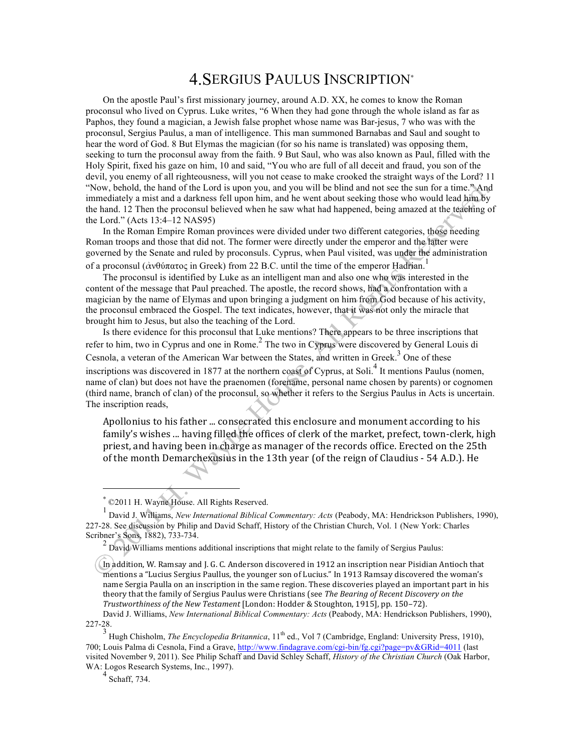# 4. SERGIUS PAULUS INSCRIPTION*

On the apostle Paul's first missionary journey, around A.D. XX, he comes to know the Roman proconsul who lived on Cyprus. Luke writes, "6 When they had gone through the whole island as far as Paphos, they found a magician, a Jewish false prophet whose name was Bar-jesus, 7 who was with the proconsul, Sergius Paulus, a man of intelligence. This man summoned Barnabas and Saul and sought to hear the word of God. 8 But Elymas the magician (for so his name is translated) was opposing them, seeking to turn the proconsul away from the faith. 9 But Saul, who was also known as Paul, filled with the Holy Spirit, fixed his gaze on him, 10 and said, "You who are full of all deceit and fraud, you son of the devil, you enemy of all righteousness, will you not cease to make crooked the straight ways of the Lord? 11 "Now, behold, the hand of the Lord is upon you, and you will be blind and not see the sun for a time." And immediately a mist and a darkness fell upon him, and he went about seeking those who would lead him by the hand. 12 Then the proconsul believed when he saw what had happened, being amazed at the teaching of the Lord." (Acts 13:4–12 NAS95)

In the Roman Empire Roman provinces were divided under two different categories, those needing Roman troops and those that did not. The former were directly under the emperor and the latter were governed by the Senate and ruled by proconsuls. Cyprus, when Paul visited, was under the administration of a proconsul (ἀνθύπατος in Greek) from 22 B.C. until the time of the emperor Hadrian.[1]

The proconsul is identified by Luke as an intelligent man and also one who was interested in the content of the message that Paul preached. The apostle, the record shows, had a confrontation with a magician by the name of Elymas and upon bringing a judgment on him from God because of his activity, the proconsul embraced the Gospel. The text indicates, however, that it was not only the miracle that brought him to Jesus, but also the teaching of the Lord.

Is there evidence for this proconsul that Luke mentions? There appears to be three inscriptions that refer to him, two in Cyprus and one in Rome.[2] The two in Cyprus were discovered by General Louis di Cesnola, a veteran of the American War between the States, and written in Greek.[3] One of these inscriptions was discovered in 1877 at the northern coast of Cyprus, at Soli.[4] It mentions Paulus (nomen, name of clan) but does not have the praenomen (forename, personal name chosen by parents) or cognomen (third name, branch of clan) of the proconsul, so whether it refers to the Sergius Paulus in Acts is uncertain. The inscription reads,

> Apollonius to his father ... consecrated this enclosure and monument according to his family's wishes ... having filled the offices of clerk of the market, prefect, town-clerk, high priest, and having been in charge as manager of the records office. Erected on the 25th of the month Demarchexusius in the 13th year (of the reign of Claudius - 54 A.D.). He

---

\* ©2011 H. Wayne House. All Rights Reserved.

[1] David J. Williams, *New International Biblical Commentary: Acts* (Peabody, MA: Hendrickson Publishers, 1990), 227-28. See discussion by Philip and David Schaff, History of the Christian Church, Vol. 1 (New York: Charles Scribner's Sons, 1882), 733-734.

[2] David Williams mentions additional inscriptions that might relate to the family of Sergius Paulus:

> In addition, W. Ramsay and J. G. C. Anderson discovered in 1912 an inscription near Pisidian Antioch that mentions a "Lucius Sergius Paullus, the younger son of Lucius." In 1913 Ramsay discovered the woman's name Sergia Paulla on an inscription in the same region. These discoveries played an important part in his theory that the family of Sergius Paulus were Christians (see *The Bearing of Recent Discovery on the Trustworthiness of the New Testament* [London: Hodder & Stoughton, 1915], pp. 150–72).

David J. Williams, *New International Biblical Commentary: Acts* (Peabody, MA: Hendrickson Publishers, 1990), 227-28.

[3] Hugh Chisholm, *The Encyclopedia Britannica*, 11th ed., Vol 7 (Cambridge, England: University Press, 1910), 700; Louis Palma di Cesnola, Find a Grave, http://www.findagrave.com/cgi-bin/fg.cgi?page=pv&GRid=4011 (last visited November 9, 2011). See Philip Schaff and David Schley Schaff, *History of the Christian Church* (Oak Harbor, WA: Logos Research Systems, Inc., 1997).

[4] Schaff, 734.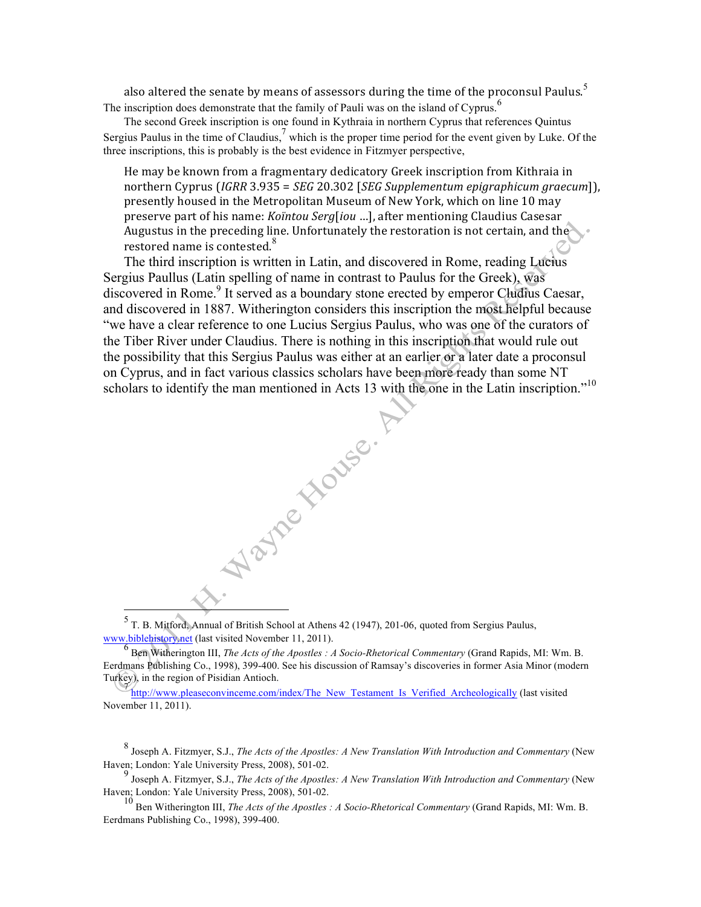also altered the senate by means of assessors during the time of the proconsul Paulus.[5]

The inscription does demonstrate that the family of Pauli was on the island of Cyprus.[6]

The second Greek inscription is one found in Kythraia in northern Cyprus that references Quintus Sergius Paulus in the time of Claudius,[7] which is the proper time period for the event given by Luke. Of the three inscriptions, this is probably is the best evidence in Fitzmyer perspective,

> He may be known from a fragmentary dedicatory Greek inscription from Kithraia in northern Cyprus (*IGRR* 3.935 = *SEG* 20.302 [*SEG Supplementum epigraphicum graecum*]), presently housed in the Metropolitan Museum of New York, which on line 10 may preserve part of his name: *Koïntou Serg*[*iou* ...], after mentioning Claudius Casesar Augustus in the preceding line. Unfortunately the restoration is not certain, and the restored name is contested.[8]

The third inscription is written in Latin, and discovered in Rome, reading Lucius Sergius Paullus (Latin spelling of name in contrast to Paulus for the Greek), was discovered in Rome.[9] It served as a boundary stone erected by emperor Cludius Caesar, and discovered in 1887. Witherington considers this inscription the most helpful because "we have a clear reference to one Lucius Sergius Paulus, who was one of the curators of the Tiber River under Claudius. There is nothing in this inscription that would rule out the possibility that this Sergius Paulus was either at an earlier or a later date a proconsul on Cyprus, and in fact various classics scholars have been more ready than some NT scholars to identify the man mentioned in Acts 13 with the one in the Latin inscription."[10]

---

[5] T. B. Mitford, Annual of British School at Athens 42 (1947), 201-06, quoted from Sergius Paulus, www.biblehistory.net (last visited November 11, 2011).

[6] Ben Witherington III, *The Acts of the Apostles : A Socio-Rhetorical Commentary* (Grand Rapids, MI: Wm. B. Eerdmans Publishing Co., 1998), 399-400. See his discussion of Ramsay's discoveries in former Asia Minor (modern Turkey), in the region of Pisidian Antioch.

[7] http://www.pleaseconvinceme.com/index/The_New_Testament_Is_Verified_Archeologically (last visited November 11, 2011).

[8] Joseph A. Fitzmyer, S.J., *The Acts of the Apostles: A New Translation With Introduction and Commentary* (New Haven; London: Yale University Press, 2008), 501-02.

[9] Joseph A. Fitzmyer, S.J., *The Acts of the Apostles: A New Translation With Introduction and Commentary* (New Haven; London: Yale University Press, 2008), 501-02.

[10] Ben Witherington III, *The Acts of the Apostles : A Socio-Rhetorical Commentary* (Grand Rapids, MI: Wm. B. Eerdmans Publishing Co., 1998), 399-400.